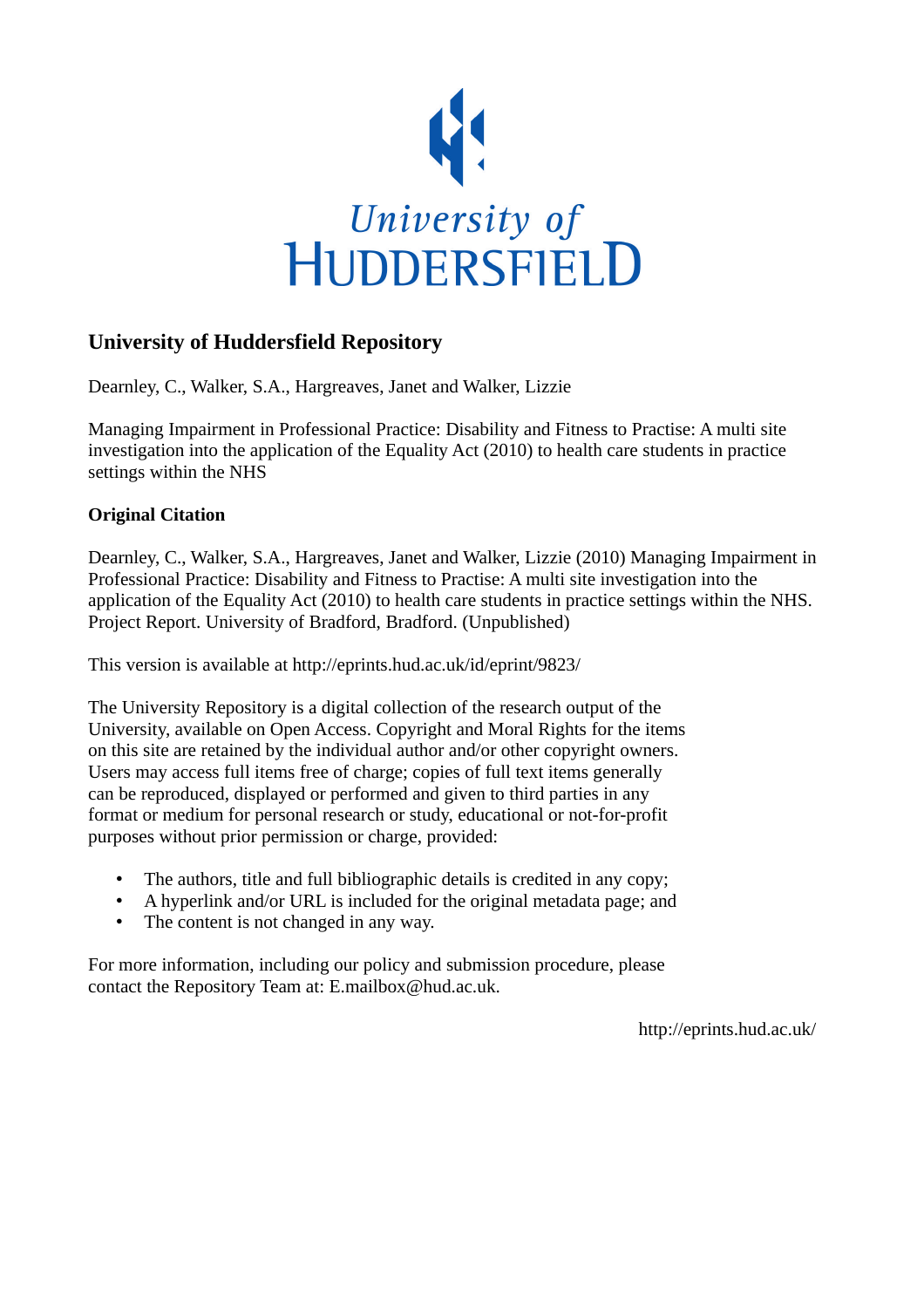University of
HUDDERSFIELD

## University of Huddersfield Repository

Dearnley, C., Walker, S.A., Hargreaves, Janet and Walker, Lizzie

Managing Impairment in Professional Practice: Disability and Fitness to Practise: A multi site investigation into the application of the Equality Act (2010) to health care students in practice settings within the NHS

### Original Citation

Dearnley, C., Walker, S.A., Hargreaves, Janet and Walker, Lizzie (2010) Managing Impairment in Professional Practice: Disability and Fitness to Practise: A multi site investigation into the application of the Equality Act (2010) to health care students in practice settings within the NHS. Project Report. University of Bradford, Bradford. (Unpublished)

This version is available at http://eprints.hud.ac.uk/id/eprint/9823/

The University Repository is a digital collection of the research output of the University, available on Open Access. Copyright and Moral Rights for the items on this site are retained by the individual author and/or other copyright owners. Users may access full items free of charge; copies of full text items generally can be reproduced, displayed or performed and given to third parties in any format or medium for personal research or study, educational or not-for-profit purposes without prior permission or charge, provided:

- The authors, title and full bibliographic details is credited in any copy;
- A hyperlink and/or URL is included for the original metadata page; and
- The content is not changed in any way.

For more information, including our policy and submission procedure, please contact the Repository Team at: E.mailbox@hud.ac.uk.

http://eprints.hud.ac.uk/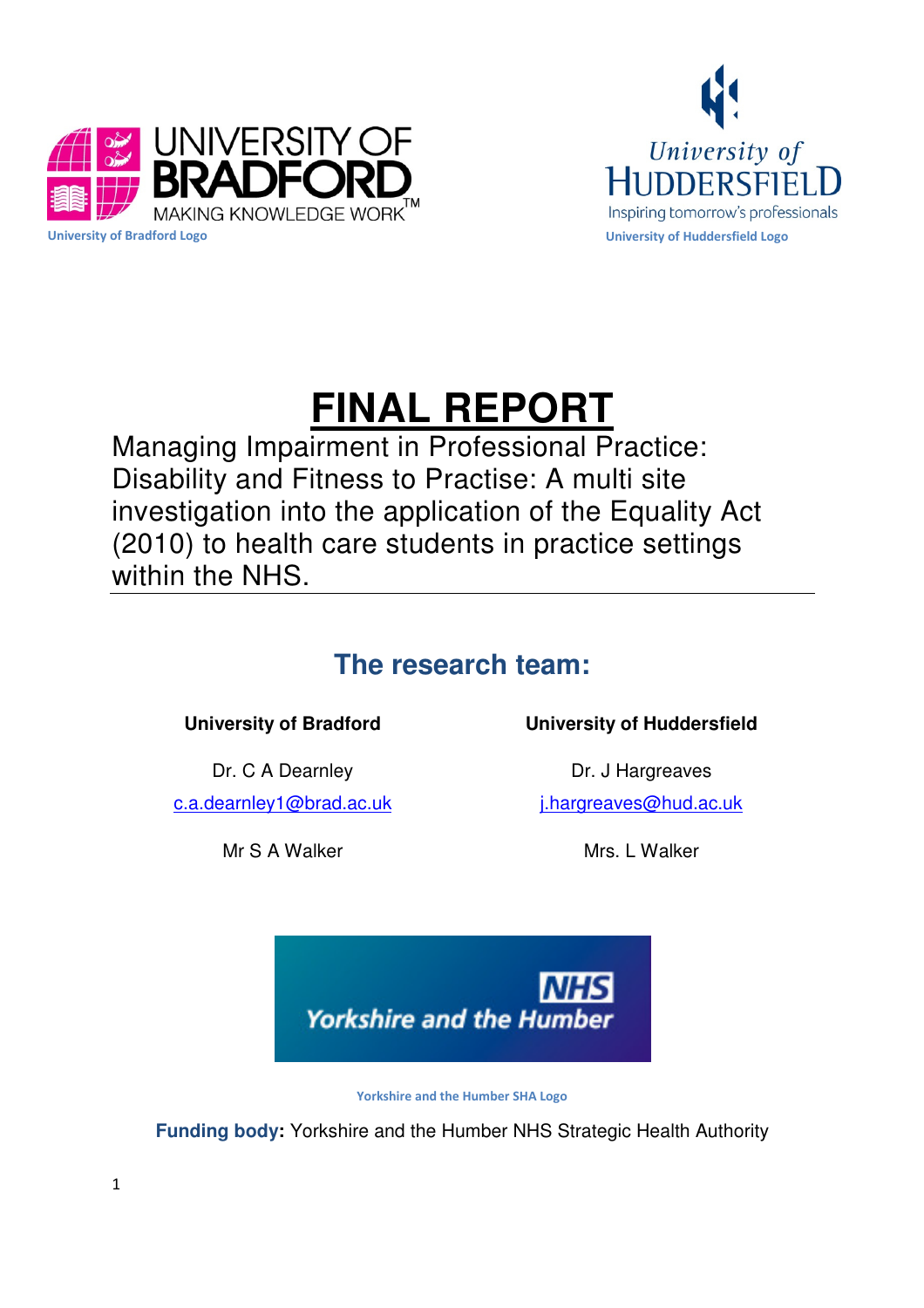University of Bradford Logo

University of Huddersfield Logo

# FINAL REPORT

Managing Impairment in Professional Practice: Disability and Fitness to Practise: A multi site investigation into the application of the Equality Act (2010) to health care students in practice settings within the NHS.

## The research team:

**University of Bradford**

Dr. C A Dearnley

c.a.dearnley1@brad.ac.uk

Mr S A Walker

**University of Huddersfield**

Dr. J Hargreaves

j.hargreaves@hud.ac.uk

Mrs. L Walker

Yorkshire and the Humber SHA Logo

**Funding body:** Yorkshire and the Humber NHS Strategic Health Authority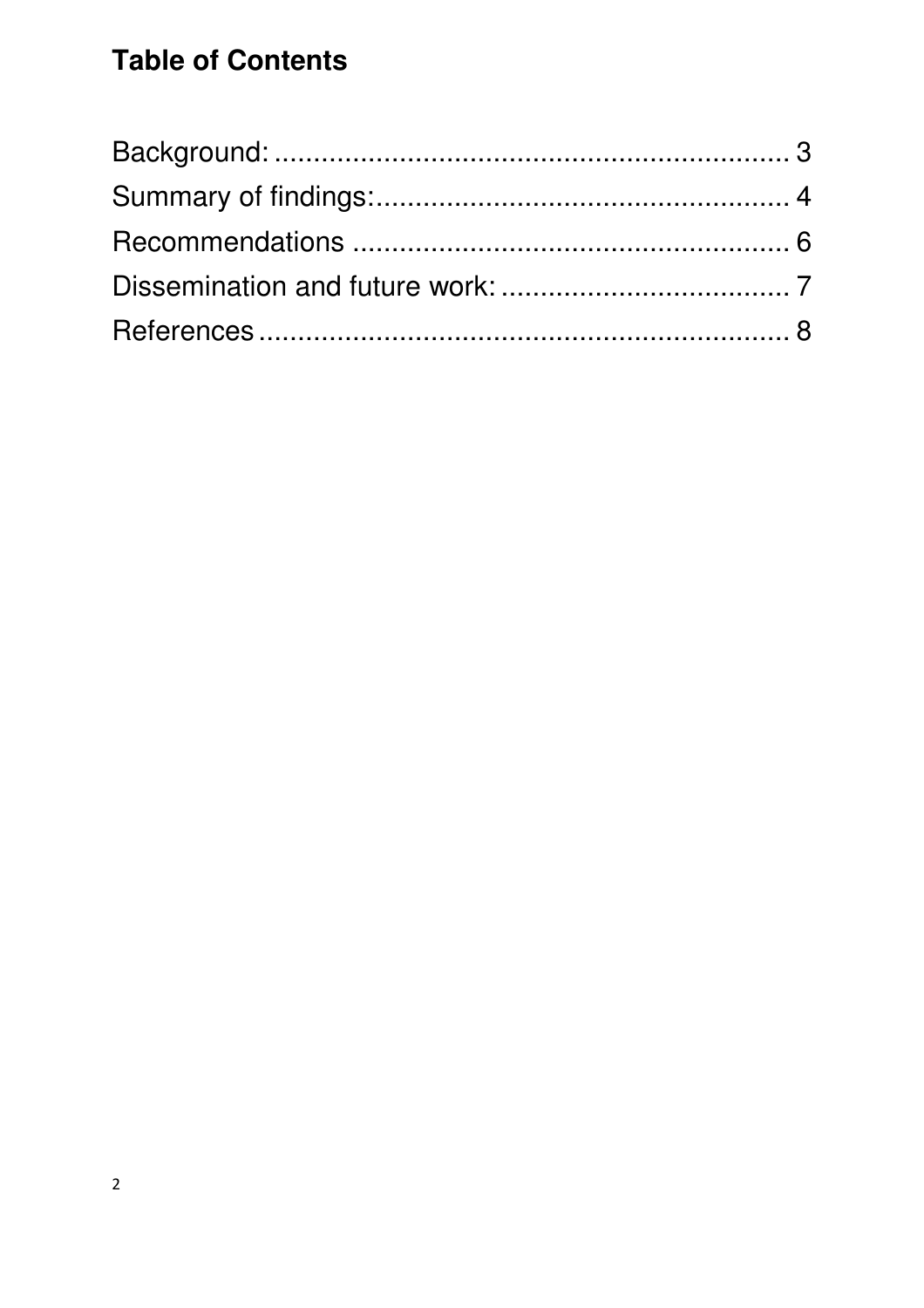# Table of Contents

Background: .................................................................. 3
Summary of findings: ..................................................... 4
Recommendations ........................................................ 6
Dissemination and future work: ..................................... 7
References .................................................................... 8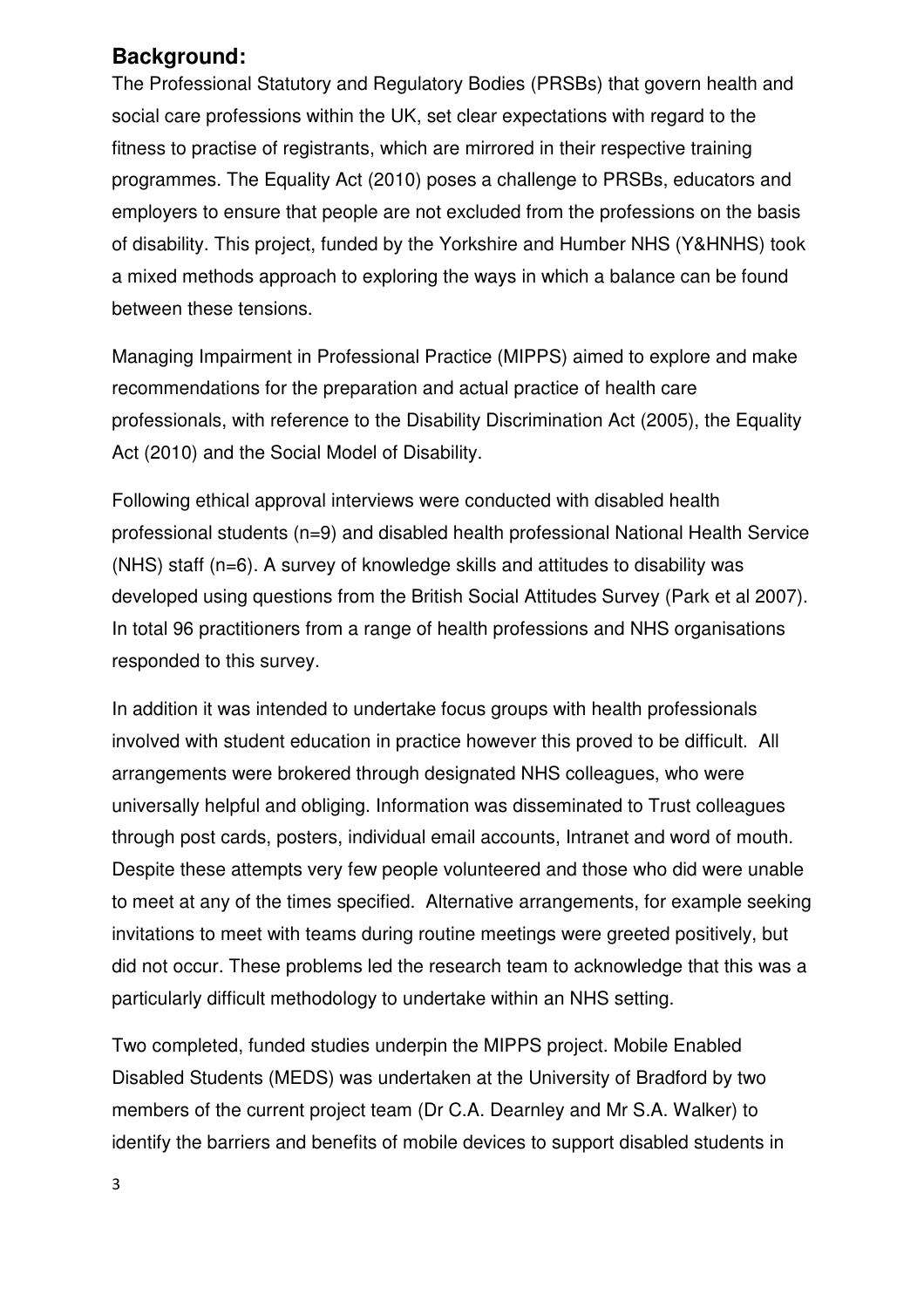## Background:

The Professional Statutory and Regulatory Bodies (PRSBs) that govern health and social care professions within the UK, set clear expectations with regard to the fitness to practise of registrants, which are mirrored in their respective training programmes. The Equality Act (2010) poses a challenge to PRSBs, educators and employers to ensure that people are not excluded from the professions on the basis of disability. This project, funded by the Yorkshire and Humber NHS (Y&HNHS) took a mixed methods approach to exploring the ways in which a balance can be found between these tensions.

Managing Impairment in Professional Practice (MIPPS) aimed to explore and make recommendations for the preparation and actual practice of health care professionals, with reference to the Disability Discrimination Act (2005), the Equality Act (2010) and the Social Model of Disability.

Following ethical approval interviews were conducted with disabled health professional students (n=9) and disabled health professional National Health Service (NHS) staff (n=6). A survey of knowledge skills and attitudes to disability was developed using questions from the British Social Attitudes Survey (Park et al 2007). In total 96 practitioners from a range of health professions and NHS organisations responded to this survey.

In addition it was intended to undertake focus groups with health professionals involved with student education in practice however this proved to be difficult. All arrangements were brokered through designated NHS colleagues, who were universally helpful and obliging. Information was disseminated to Trust colleagues through post cards, posters, individual email accounts, Intranet and word of mouth. Despite these attempts very few people volunteered and those who did were unable to meet at any of the times specified. Alternative arrangements, for example seeking invitations to meet with teams during routine meetings were greeted positively, but did not occur. These problems led the research team to acknowledge that this was a particularly difficult methodology to undertake within an NHS setting.

Two completed, funded studies underpin the MIPPS project. Mobile Enabled Disabled Students (MEDS) was undertaken at the University of Bradford by two members of the current project team (Dr C.A. Dearnley and Mr S.A. Walker) to identify the barriers and benefits of mobile devices to support disabled students in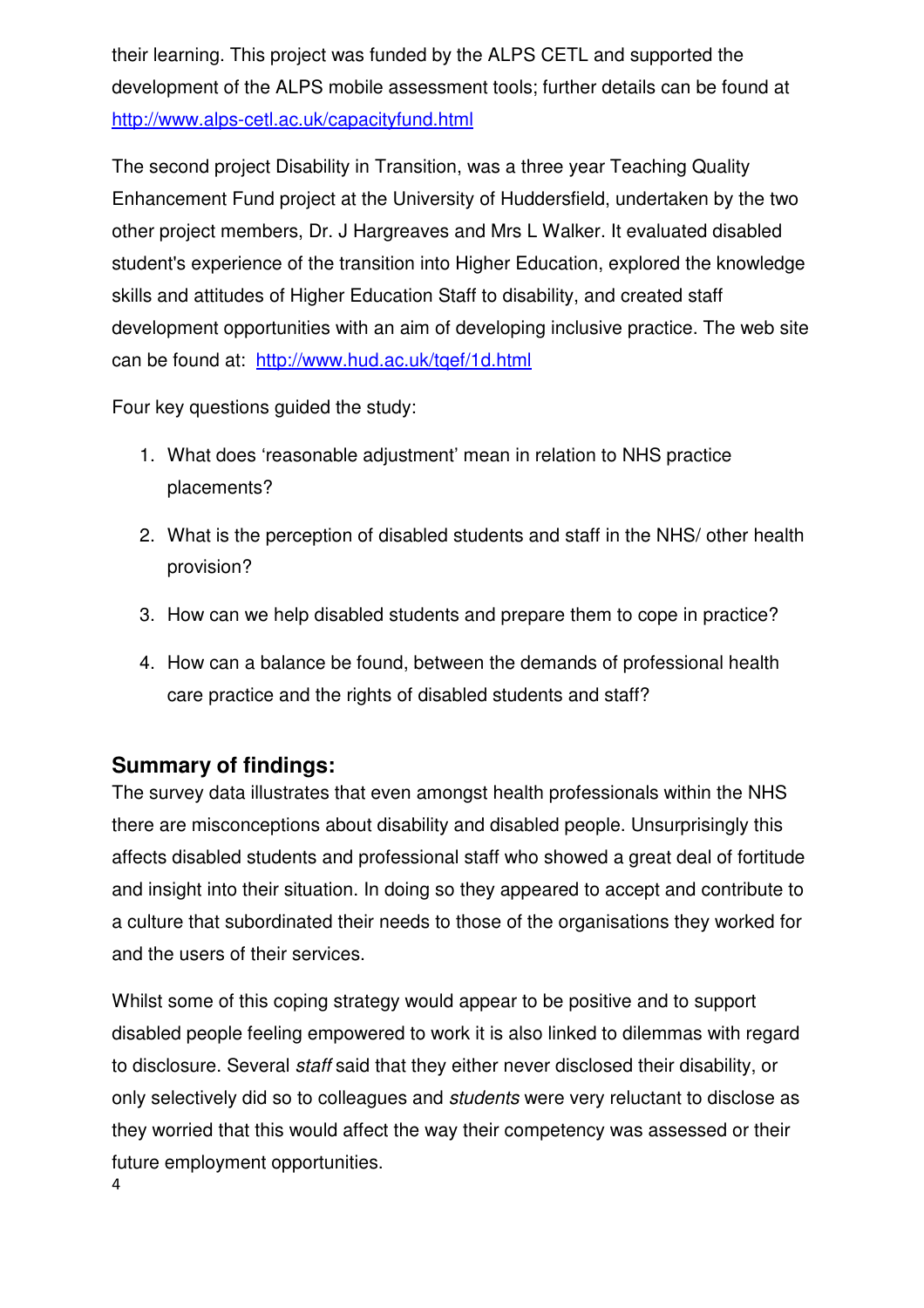their learning. This project was funded by the ALPS CETL and supported the development of the ALPS mobile assessment tools; further details can be found at http://www.alps-cetl.ac.uk/capacityfund.html

The second project Disability in Transition, was a three year Teaching Quality Enhancement Fund project at the University of Huddersfield, undertaken by the two other project members, Dr. J Hargreaves and Mrs L Walker. It evaluated disabled student's experience of the transition into Higher Education, explored the knowledge skills and attitudes of Higher Education Staff to disability, and created staff development opportunities with an aim of developing inclusive practice. The web site can be found at: http://www.hud.ac.uk/tqef/1d.html

Four key questions guided the study:

1. What does 'reasonable adjustment' mean in relation to NHS practice placements?
2. What is the perception of disabled students and staff in the NHS/ other health provision?
3. How can we help disabled students and prepare them to cope in practice?
4. How can a balance be found, between the demands of professional health care practice and the rights of disabled students and staff?

## Summary of findings:

The survey data illustrates that even amongst health professionals within the NHS there are misconceptions about disability and disabled people. Unsurprisingly this affects disabled students and professional staff who showed a great deal of fortitude and insight into their situation. In doing so they appeared to accept and contribute to a culture that subordinated their needs to those of the organisations they worked for and the users of their services.

Whilst some of this coping strategy would appear to be positive and to support disabled people feeling empowered to work it is also linked to dilemmas with regard to disclosure. Several *staff* said that they either never disclosed their disability, or only selectively did so to colleagues and *students* were very reluctant to disclose as they worried that this would affect the way their competency was assessed or their future employment opportunities.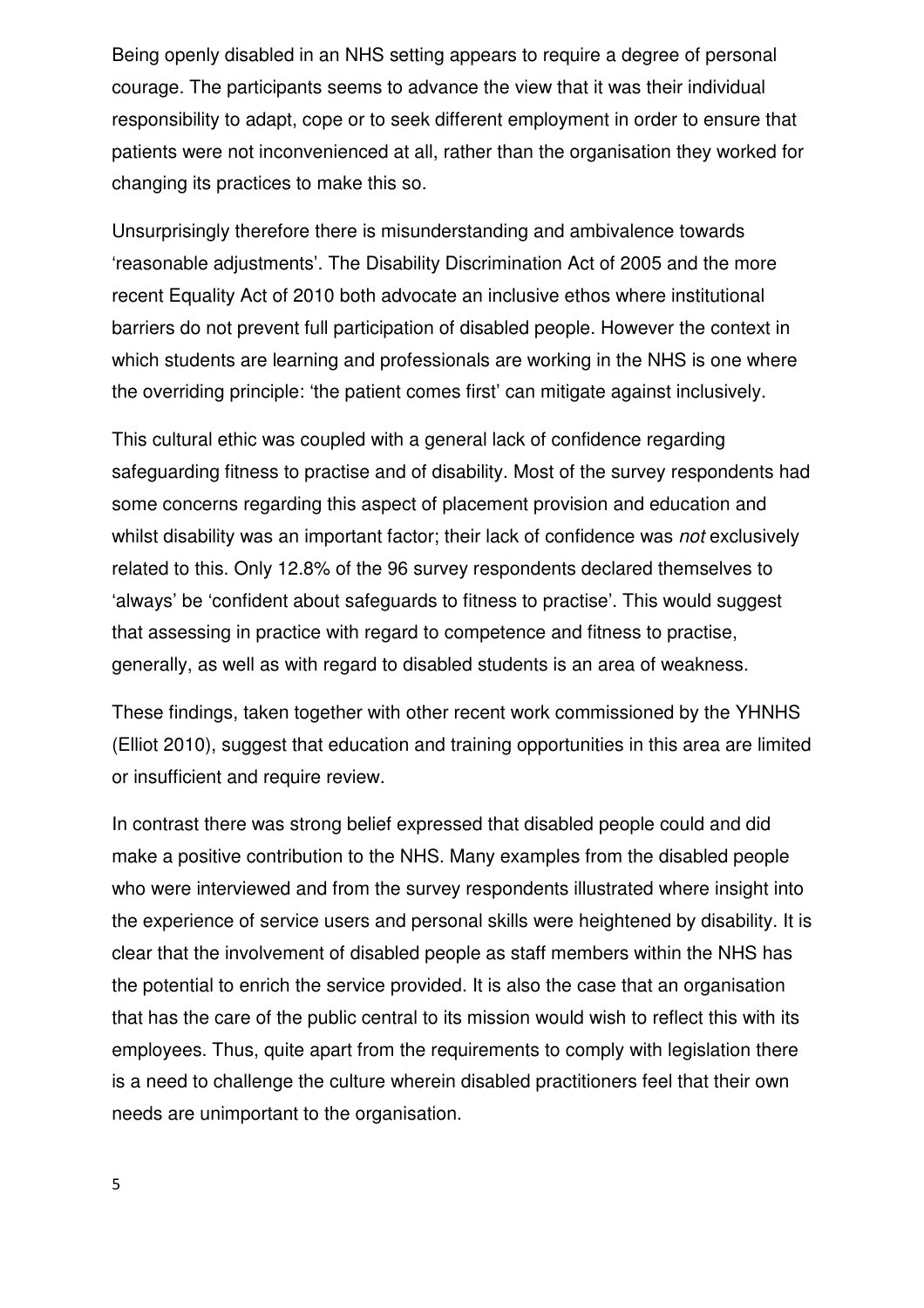Being openly disabled in an NHS setting appears to require a degree of personal courage. The participants seems to advance the view that it was their individual responsibility to adapt, cope or to seek different employment in order to ensure that patients were not inconvenienced at all, rather than the organisation they worked for changing its practices to make this so.

Unsurprisingly therefore there is misunderstanding and ambivalence towards 'reasonable adjustments'. The Disability Discrimination Act of 2005 and the more recent Equality Act of 2010 both advocate an inclusive ethos where institutional barriers do not prevent full participation of disabled people. However the context in which students are learning and professionals are working in the NHS is one where the overriding principle: 'the patient comes first' can mitigate against inclusively.

This cultural ethic was coupled with a general lack of confidence regarding safeguarding fitness to practise and of disability. Most of the survey respondents had some concerns regarding this aspect of placement provision and education and whilst disability was an important factor; their lack of confidence was *not* exclusively related to this. Only 12.8% of the 96 survey respondents declared themselves to 'always' be 'confident about safeguards to fitness to practise'. This would suggest that assessing in practice with regard to competence and fitness to practise, generally, as well as with regard to disabled students is an area of weakness.

These findings, taken together with other recent work commissioned by the YHNHS (Elliot 2010), suggest that education and training opportunities in this area are limited or insufficient and require review.

In contrast there was strong belief expressed that disabled people could and did make a positive contribution to the NHS. Many examples from the disabled people who were interviewed and from the survey respondents illustrated where insight into the experience of service users and personal skills were heightened by disability. It is clear that the involvement of disabled people as staff members within the NHS has the potential to enrich the service provided. It is also the case that an organisation that has the care of the public central to its mission would wish to reflect this with its employees. Thus, quite apart from the requirements to comply with legislation there is a need to challenge the culture wherein disabled practitioners feel that their own needs are unimportant to the organisation.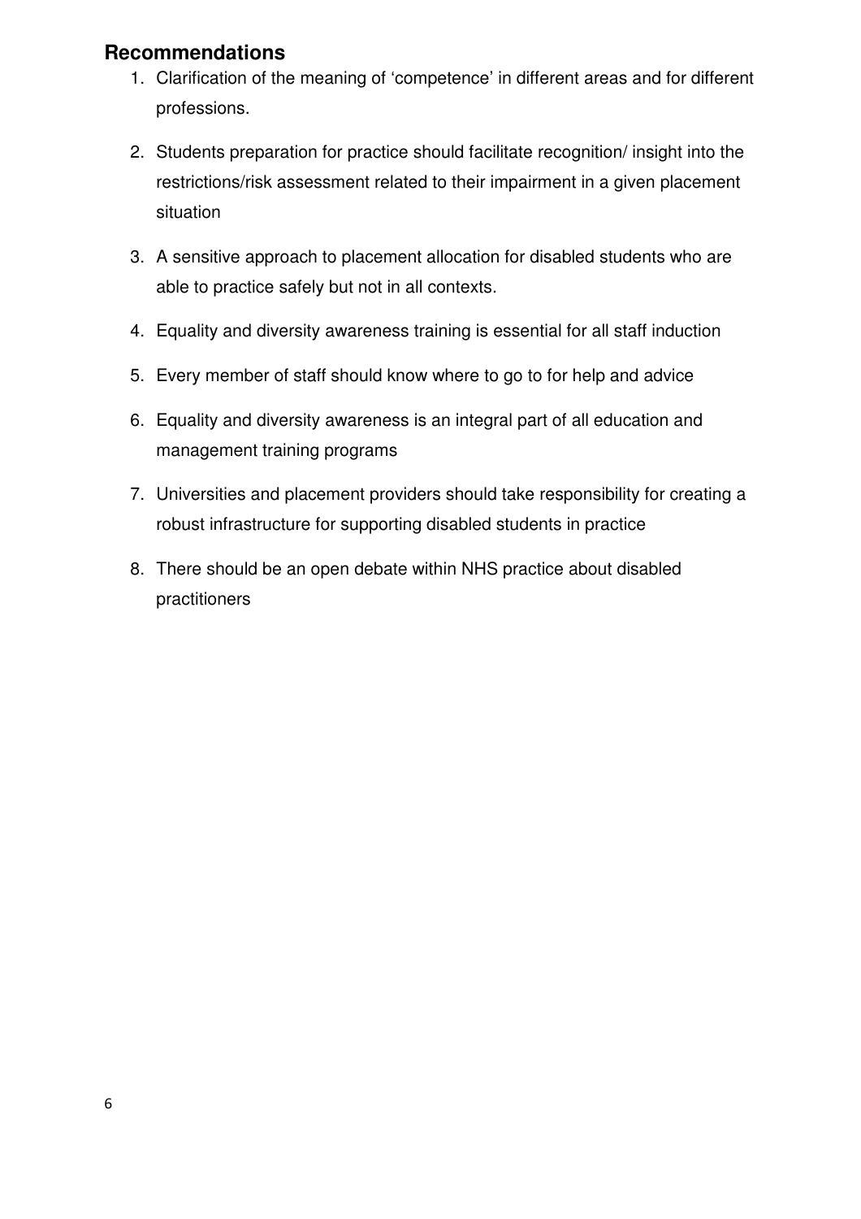## Recommendations

1. Clarification of the meaning of 'competence' in different areas and for different professions.
2. Students preparation for practice should facilitate recognition/ insight into the restrictions/risk assessment related to their impairment in a given placement situation
3. A sensitive approach to placement allocation for disabled students who are able to practice safely but not in all contexts.
4. Equality and diversity awareness training is essential for all staff induction
5. Every member of staff should know where to go to for help and advice
6. Equality and diversity awareness is an integral part of all education and management training programs
7. Universities and placement providers should take responsibility for creating a robust infrastructure for supporting disabled students in practice
8. There should be an open debate within NHS practice about disabled practitioners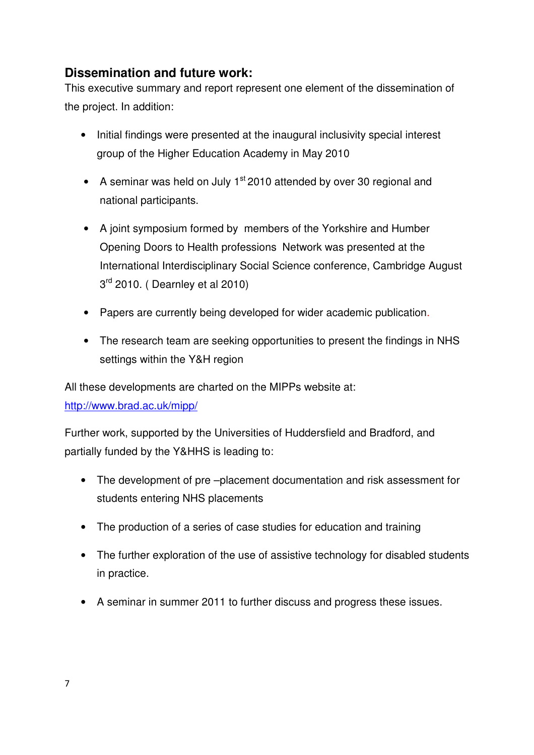## Dissemination and future work:

This executive summary and report represent one element of the dissemination of the project. In addition:

- Initial findings were presented at the inaugural inclusivity special interest group of the Higher Education Academy in May 2010
- A seminar was held on July 1st 2010 attended by over 30 regional and national participants.
- A joint symposium formed by members of the Yorkshire and Humber Opening Doors to Health professions Network was presented at the International Interdisciplinary Social Science conference, Cambridge August 3rd 2010. ( Dearnley et al 2010)
- Papers are currently being developed for wider academic publication.
- The research team are seeking opportunities to present the findings in NHS settings within the Y&H region

All these developments are charted on the MIPPs website at: [http://www.brad.ac.uk/mipp/](http://www.brad.ac.uk/mipp/)

Further work, supported by the Universities of Huddersfield and Bradford, and partially funded by the Y&HHS is leading to:

- The development of pre –placement documentation and risk assessment for students entering NHS placements
- The production of a series of case studies for education and training
- The further exploration of the use of assistive technology for disabled students in practice.
- A seminar in summer 2011 to further discuss and progress these issues.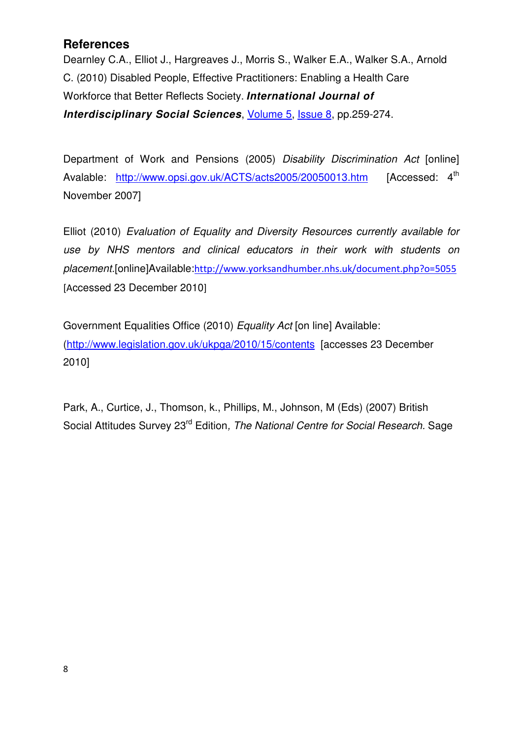## References

Dearnley C.A., Elliot J., Hargreaves J., Morris S., Walker E.A., Walker S.A., Arnold C. (2010) Disabled People, Effective Practitioners: Enabling a Health Care Workforce that Better Reflects Society. ***International Journal of Interdisciplinary Social Sciences***, Volume 5, Issue 8, pp.259-274.

Department of Work and Pensions (2005) *Disability Discrimination Act* [online] Avalable: http://www.opsi.gov.uk/ACTS/acts2005/20050013.htm [Accessed: 4th November 2007]

Elliot (2010) *Evaluation of Equality and Diversity Resources currently available for use by NHS mentors and clinical educators in their work with students on placement*.[online]Available:http://www.yorksandhumber.nhs.uk/document.php?o=5055 [Accessed 23 December 2010]

Government Equalities Office (2010) *Equality Act* [on line] Available: (http://www.legislation.gov.uk/ukpga/2010/15/contents [accesses 23 December 2010]

Park, A., Curtice, J., Thomson, k., Phillips, M., Johnson, M (Eds) (2007) British Social Attitudes Survey 23rd Edition*, The National Centre for Social Research*. Sage